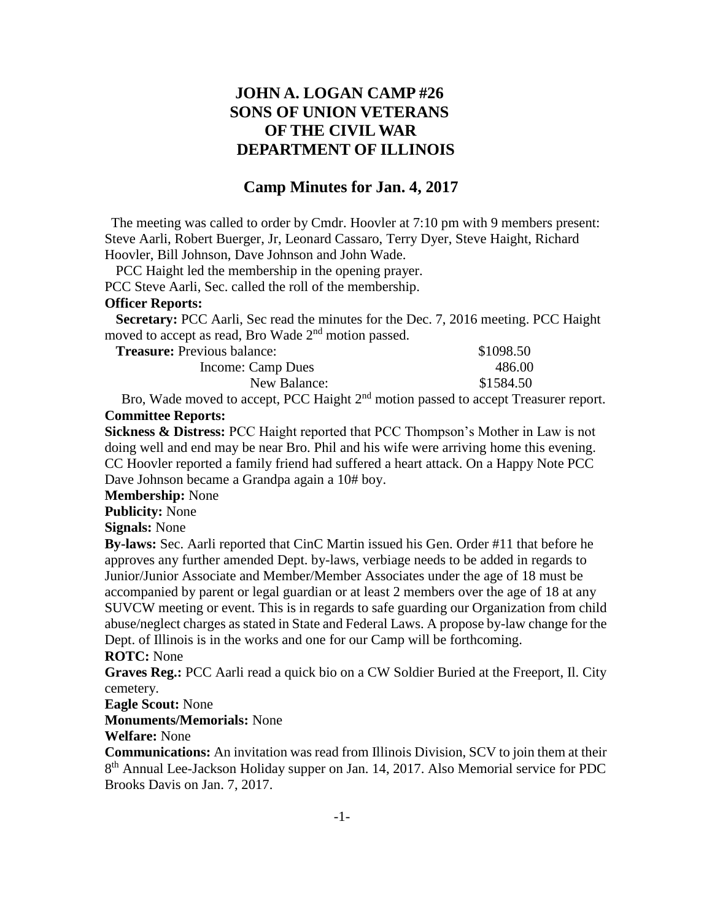# JOHN A. LOGAN CAMP #26
# SONS OF UNION VETERANS
# OF THE CIVIL WAR
# DEPARTMENT OF ILLINOIS

## Camp Minutes for Jan. 4, 2017

The meeting was called to order by Cmdr. Hoovler at 7:10 pm with 9 members present: Steve Aarli, Robert Buerger, Jr, Leonard Cassaro, Terry Dyer, Steve Haight, Richard Hoovler, Bill Johnson, Dave Johnson and John Wade.

PCC Haight led the membership in the opening prayer.

PCC Steve Aarli, Sec. called the roll of the membership.

**Officer Reports:**

**Secretary:** PCC Aarli, Sec read the minutes for the Dec. 7, 2016 meeting. PCC Haight moved to accept as read, Bro Wade 2nd motion passed.

| **Treasure:** Previous balance: | $1098.50 |
|---|---|
| Income: Camp Dues | 486.00 |
| New Balance: | $1584.50 |

Bro, Wade moved to accept, PCC Haight 2nd motion passed to accept Treasurer report.

**Committee Reports:**

**Sickness & Distress:** PCC Haight reported that PCC Thompson's Mother in Law is not doing well and end may be near Bro. Phil and his wife were arriving home this evening. CC Hoovler reported a family friend had suffered a heart attack. On a Happy Note PCC Dave Johnson became a Grandpa again a 10# boy.

**Membership:** None

**Publicity:** None

**Signals:** None

**By-laws:** Sec. Aarli reported that CinC Martin issued his Gen. Order #11 that before he approves any further amended Dept. by-laws, verbiage needs to be added in regards to Junior/Junior Associate and Member/Member Associates under the age of 18 must be accompanied by parent or legal guardian or at least 2 members over the age of 18 at any SUVCW meeting or event. This is in regards to safe guarding our Organization from child abuse/neglect charges as stated in State and Federal Laws. A propose by-law change for the Dept. of Illinois is in the works and one for our Camp will be forthcoming.

**ROTC:** None

**Graves Reg.:** PCC Aarli read a quick bio on a CW Soldier Buried at the Freeport, Il. City cemetery.

**Eagle Scout:** None

**Monuments/Memorials:** None

**Welfare:** None

**Communications:** An invitation was read from Illinois Division, SCV to join them at their 8th Annual Lee-Jackson Holiday supper on Jan. 14, 2017. Also Memorial service for PDC Brooks Davis on Jan. 7, 2017.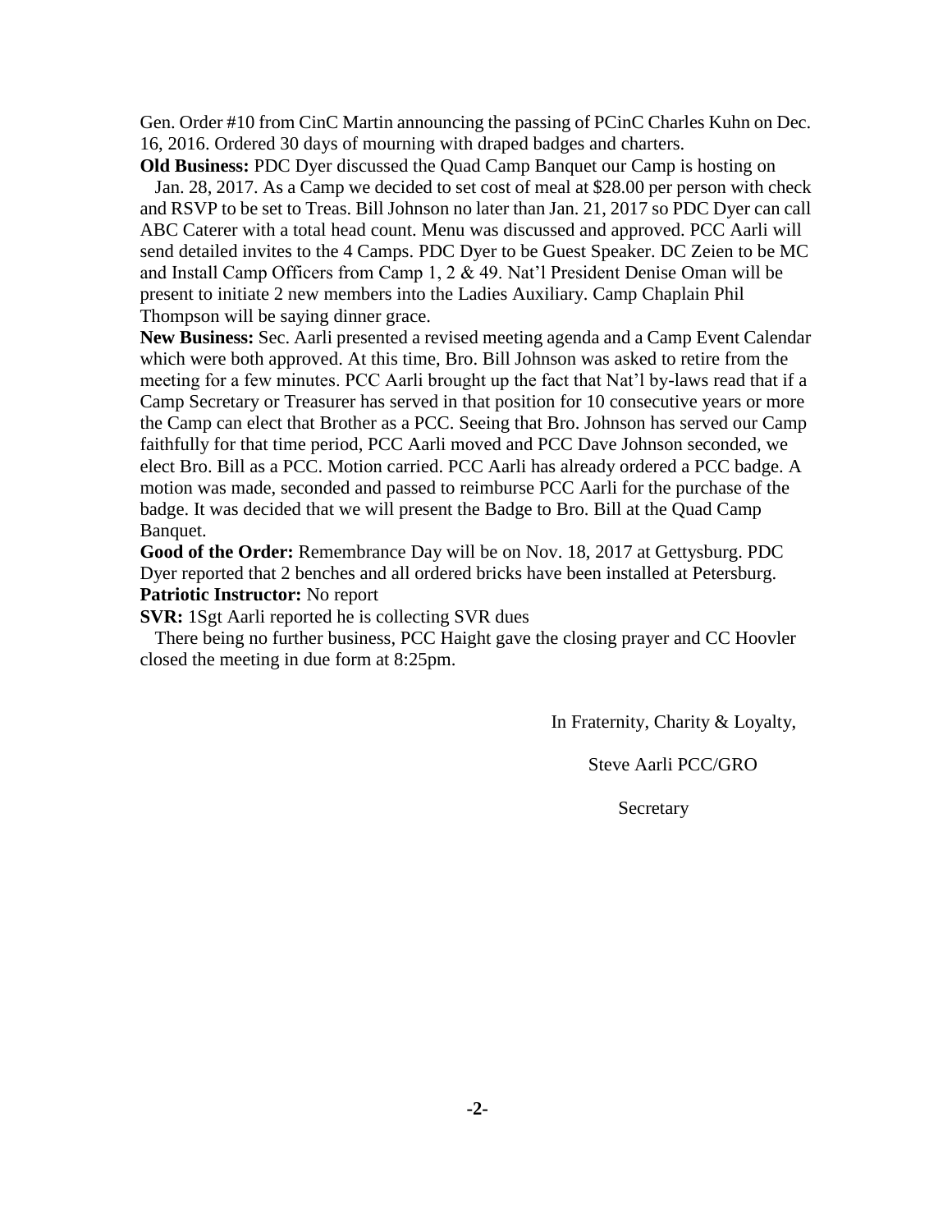Gen. Order #10 from CinC Martin announcing the passing of PCinC Charles Kuhn on Dec. 16, 2016. Ordered 30 days of mourning with draped badges and charters.

**Old Business:** PDC Dyer discussed the Quad Camp Banquet our Camp is hosting on Jan. 28, 2017. As a Camp we decided to set cost of meal at $28.00 per person with check and RSVP to be set to Treas. Bill Johnson no later than Jan. 21, 2017 so PDC Dyer can call ABC Caterer with a total head count. Menu was discussed and approved. PCC Aarli will send detailed invites to the 4 Camps. PDC Dyer to be Guest Speaker. DC Zeien to be MC and Install Camp Officers from Camp 1, 2 & 49. Nat'l President Denise Oman will be present to initiate 2 new members into the Ladies Auxiliary. Camp Chaplain Phil Thompson will be saying dinner grace.

**New Business:** Sec. Aarli presented a revised meeting agenda and a Camp Event Calendar which were both approved. At this time, Bro. Bill Johnson was asked to retire from the meeting for a few minutes. PCC Aarli brought up the fact that Nat'l by-laws read that if a Camp Secretary or Treasurer has served in that position for 10 consecutive years or more the Camp can elect that Brother as a PCC. Seeing that Bro. Johnson has served our Camp faithfully for that time period, PCC Aarli moved and PCC Dave Johnson seconded, we elect Bro. Bill as a PCC. Motion carried. PCC Aarli has already ordered a PCC badge. A motion was made, seconded and passed to reimburse PCC Aarli for the purchase of the badge. It was decided that we will present the Badge to Bro. Bill at the Quad Camp Banquet.

**Good of the Order:** Remembrance Day will be on Nov. 18, 2017 at Gettysburg. PDC Dyer reported that 2 benches and all ordered bricks have been installed at Petersburg.

**Patriotic Instructor:** No report

**SVR:** 1Sgt Aarli reported he is collecting SVR dues

There being no further business, PCC Haight gave the closing prayer and CC Hoovler closed the meeting in due form at 8:25pm.

In Fraternity, Charity & Loyalty,

Steve Aarli PCC/GRO

Secretary